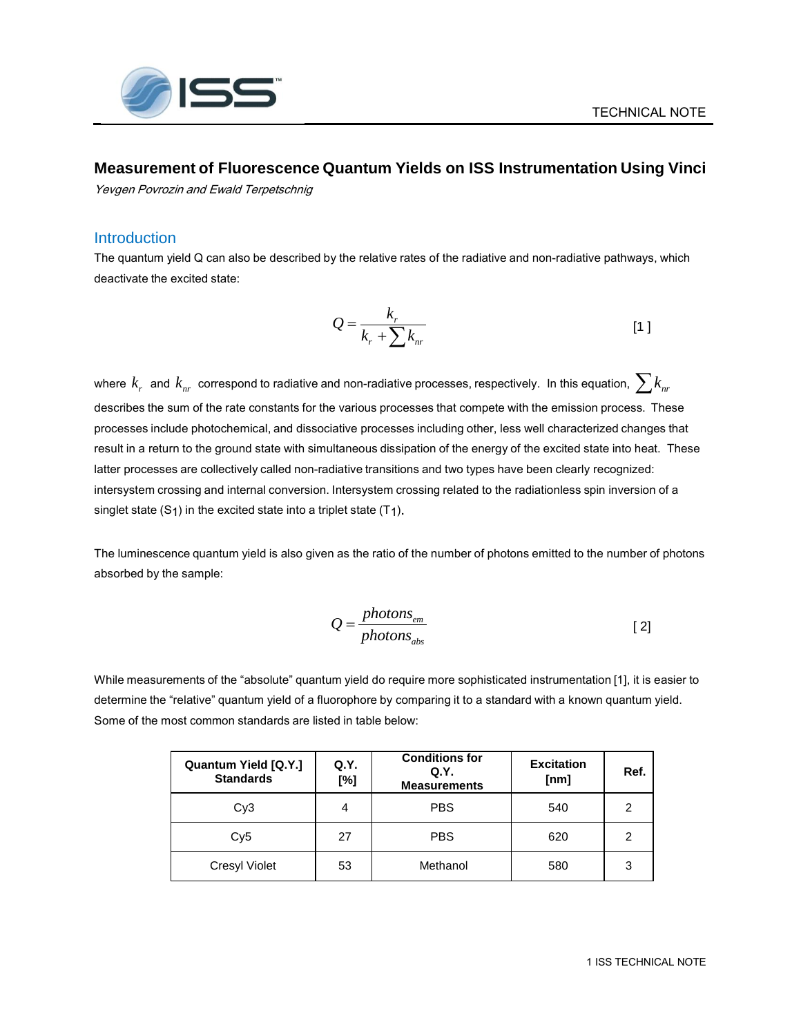# Measurement of Fluorescence Quantum Yields on ISS Instrumentation Using Vinci

*Yevgen Povrozin and Ewald Terpetschnig*

## Introduction

The quantum yield Q can also be described by the relative rates of the radiative and non-radiative pathways, which deactivate the excited state:

$$Q = \frac{k_r}{k_r + \sum k_{nr}} \qquad [1]$$

where $k_r$ and $k_{nr}$ correspond to radiative and non-radiative processes, respectively. In this equation, $\sum k_{nr}$ describes the sum of the rate constants for the various processes that compete with the emission process. These processes include photochemical, and dissociative processes including other, less well characterized changes that result in a return to the ground state with simultaneous dissipation of the energy of the excited state into heat. These latter processes are collectively called non-radiative transitions and two types have been clearly recognized: intersystem crossing and internal conversion. Intersystem crossing related to the radiationless spin inversion of a singlet state ($S_1$) in the excited state into a triplet state ($T_1$).

The luminescence quantum yield is also given as the ratio of the number of photons emitted to the number of photons absorbed by the sample:

$$Q = \frac{photons_{em}}{photons_{abs}} \qquad [2]$$

While measurements of the "absolute" quantum yield do require more sophisticated instrumentation [1], it is easier to determine the "relative" quantum yield of a fluorophore by comparing it to a standard with a known quantum yield. Some of the most common standards are listed in table below:

| Quantum Yield [Q.Y.] Standards | Q.Y. [%] | Conditions for Q.Y. Measurements | Excitation [nm] | Ref. |
|---|---|---|---|---|
| Cy3 | 4 | PBS | 540 | 2 |
| Cy5 | 27 | PBS | 620 | 2 |
| Cresyl Violet | 53 | Methanol | 580 | 3 |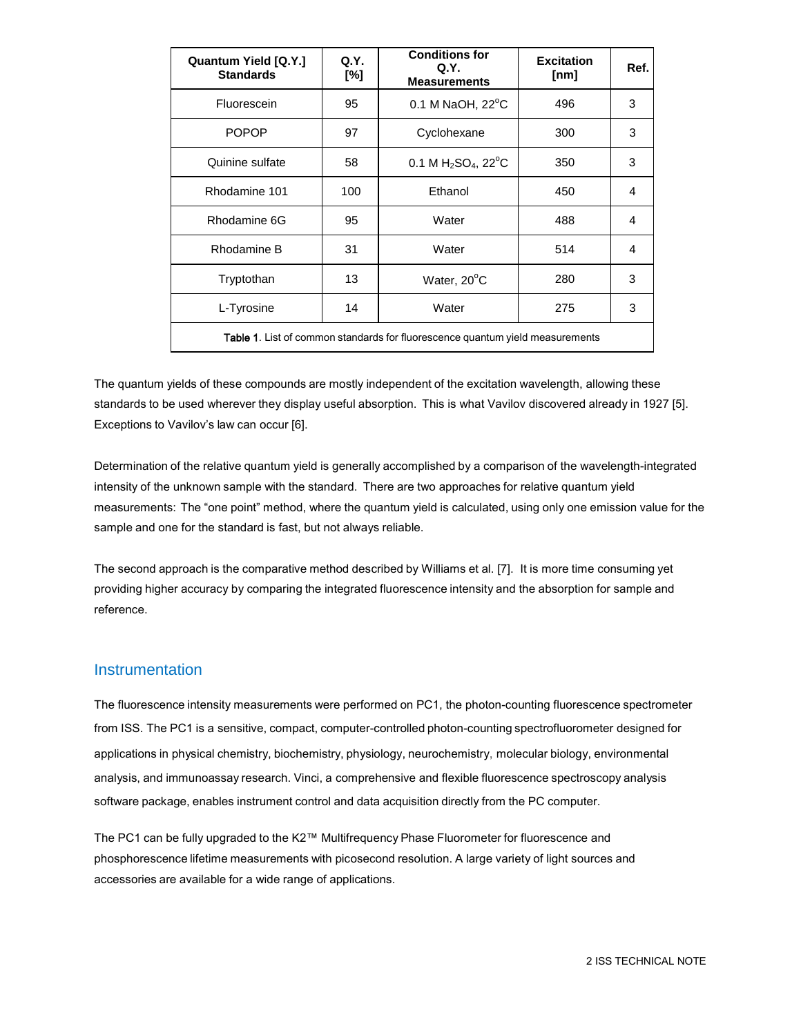| Quantum Yield [Q.Y.] Standards | Q.Y. [%] | Conditions for Q.Y. Measurements | Excitation [nm] | Ref. |
|---|---|---|---|---|
| Fluorescein | 95 | 0.1 M NaOH, 22°C | 496 | 3 |
| POPOP | 97 | Cyclohexane | 300 | 3 |
| Quinine sulfate | 58 | 0.1 M $H_2SO_4$, 22°C | 350 | 3 |
| Rhodamine 101 | 100 | Ethanol | 450 | 4 |
| Rhodamine 6G | 95 | Water | 488 | 4 |
| Rhodamine B | 31 | Water | 514 | 4 |
| Tryptothan | 13 | Water, 20°C | 280 | 3 |
| L-Tyrosine | 14 | Water | 275 | 3 |

**Table 1**. List of common standards for fluorescence quantum yield measurements

The quantum yields of these compounds are mostly independent of the excitation wavelength, allowing these standards to be used wherever they display useful absorption. This is what Vavilov discovered already in 1927 [5]. Exceptions to Vavilov's law can occur [6].

Determination of the relative quantum yield is generally accomplished by a comparison of the wavelength-integrated intensity of the unknown sample with the standard. There are two approaches for relative quantum yield measurements: The "one point" method, where the quantum yield is calculated, using only one emission value for the sample and one for the standard is fast, but not always reliable.

The second approach is the comparative method described by Williams et al. [7]. It is more time consuming yet providing higher accuracy by comparing the integrated fluorescence intensity and the absorption for sample and reference.

## Instrumentation

The fluorescence intensity measurements were performed on PC1, the photon-counting fluorescence spectrometer from ISS. The PC1 is a sensitive, compact, computer-controlled photon-counting spectrofluorometer designed for applications in physical chemistry, biochemistry, physiology, neurochemistry, molecular biology, environmental analysis, and immunoassay research. Vinci, a comprehensive and flexible fluorescence spectroscopy analysis software package, enables instrument control and data acquisition directly from the PC computer.

The PC1 can be fully upgraded to the K2™ Multifrequency Phase Fluorometer for fluorescence and phosphorescence lifetime measurements with picosecond resolution. A large variety of light sources and accessories are available for a wide range of applications.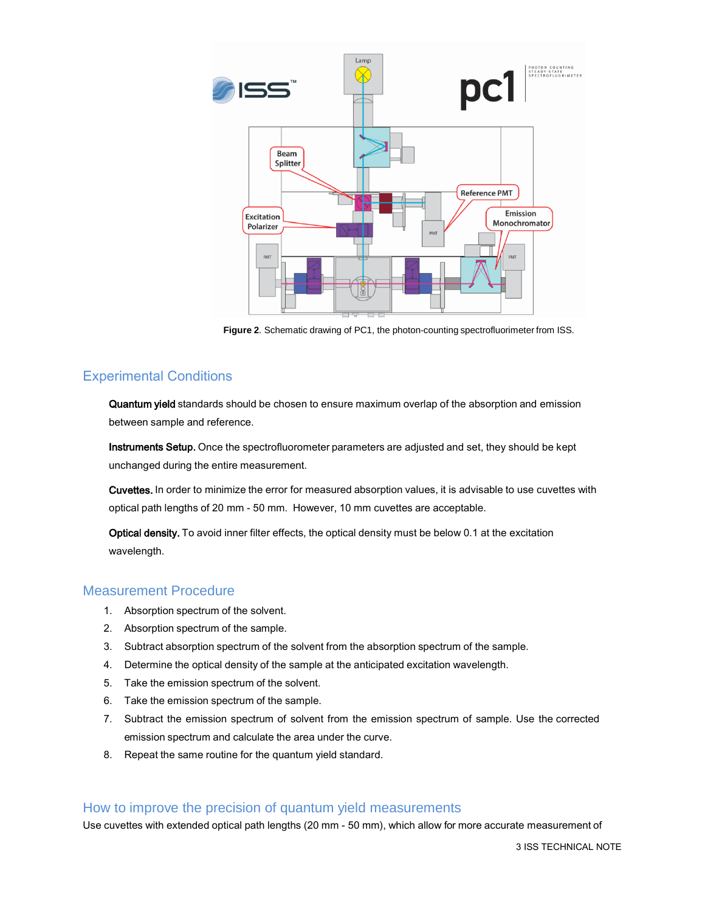Figure 2. Schematic drawing of PC1, the photon-counting spectrofluorimeter from ISS.

## Experimental Conditions

**Quantum yield** standards should be chosen to ensure maximum overlap of the absorption and emission between sample and reference.

**Instruments Setup.** Once the spectrofluorometer parameters are adjusted and set, they should be kept unchanged during the entire measurement.

**Cuvettes.** In order to minimize the error for measured absorption values, it is advisable to use cuvettes with optical path lengths of 20 mm - 50 mm. However, 10 mm cuvettes are acceptable.

**Optical density.** To avoid inner filter effects, the optical density must be below 0.1 at the excitation wavelength.

## Measurement Procedure

1. Absorption spectrum of the solvent.
2. Absorption spectrum of the sample.
3. Subtract absorption spectrum of the solvent from the absorption spectrum of the sample.
4. Determine the optical density of the sample at the anticipated excitation wavelength.
5. Take the emission spectrum of the solvent.
6. Take the emission spectrum of the sample.
7. Subtract the emission spectrum of solvent from the emission spectrum of sample. Use the corrected emission spectrum and calculate the area under the curve.
8. Repeat the same routine for the quantum yield standard.

## How to improve the precision of quantum yield measurements

Use cuvettes with extended optical path lengths (20 mm - 50 mm), which allow for more accurate measurement of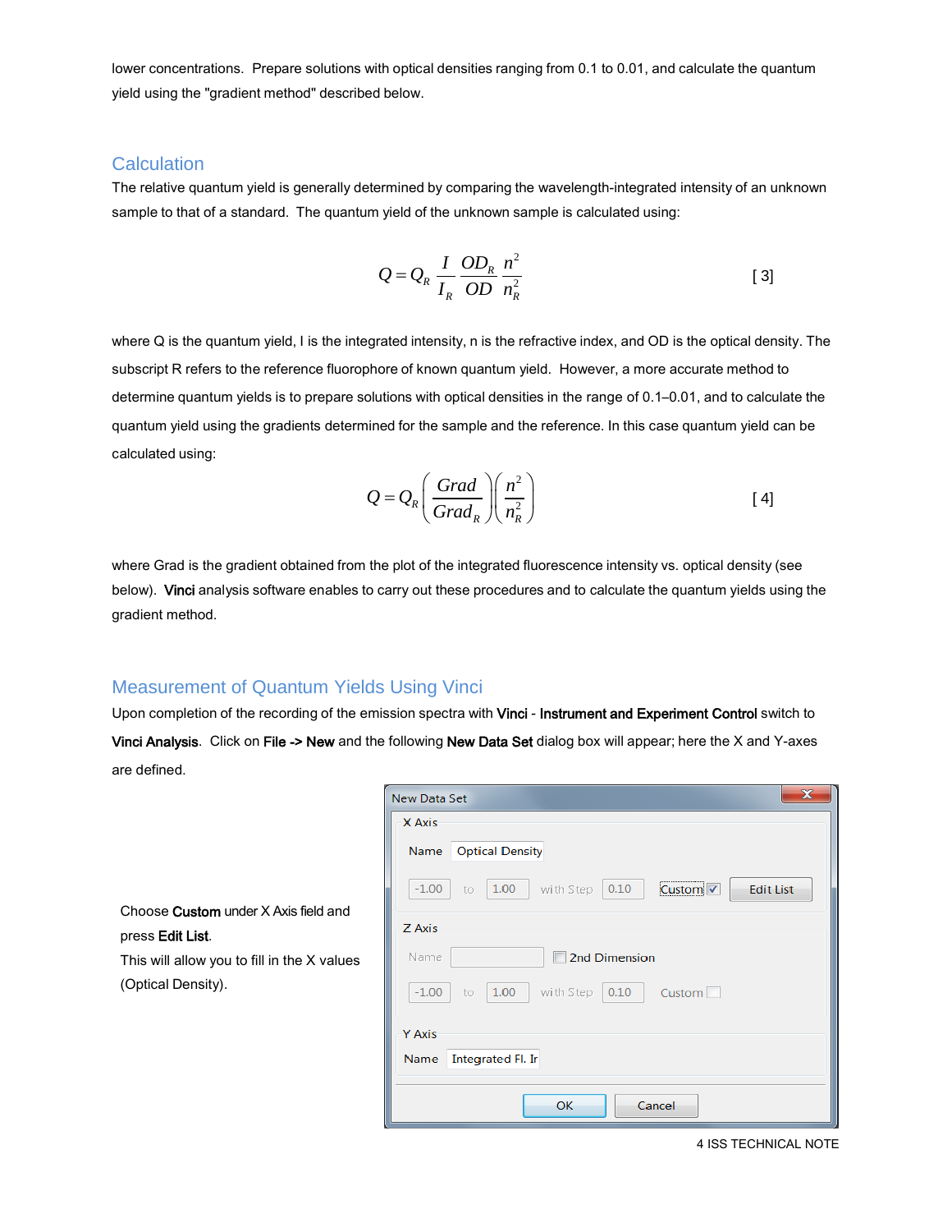lower concentrations. Prepare solutions with optical densities ranging from 0.1 to 0.01, and calculate the quantum yield using the "gradient method" described below.

## Calculation

The relative quantum yield is generally determined by comparing the wavelength-integrated intensity of an unknown sample to that of a standard. The quantum yield of the unknown sample is calculated using:

$$Q = Q_R \frac{I}{I_R} \frac{OD_R}{OD} \frac{n^2}{n_R^2} \qquad [3]$$

where Q is the quantum yield, I is the integrated intensity, n is the refractive index, and OD is the optical density. The subscript R refers to the reference fluorophore of known quantum yield. However, a more accurate method to determine quantum yields is to prepare solutions with optical densities in the range of 0.1–0.01, and to calculate the quantum yield using the gradients determined for the sample and the reference. In this case quantum yield can be calculated using:

$$Q = Q_R \left(\frac{Grad}{Grad_R}\right)\left(\frac{n^2}{n_R^2}\right) \qquad [4]$$

where Grad is the gradient obtained from the plot of the integrated fluorescence intensity vs. optical density (see below). **Vinci** analysis software enables to carry out these procedures and to calculate the quantum yields using the gradient method.

## Measurement of Quantum Yields Using Vinci

Upon completion of the recording of the emission spectra with **Vinci** - **Instrument and Experiment Control** switch to **Vinci Analysis**. Click on **File -> New** and the following **New Data Set** dialog box will appear; here the X and Y-axes are defined.

Choose **Custom** under X Axis field and press **Edit List**.
This will allow you to fill in the X values (Optical Density).

New Data Set

X Axis
Name: Optical Density
-1.00 to 1.00 with Step 0.10 Custom ☑ Edit List

Z Axis
Name: ☐ 2nd Dimension
-1.00 to 1.00 with Step 0.10 Custom ☐

Y Axis
Name: Integrated Fl. Ir

OK Cancel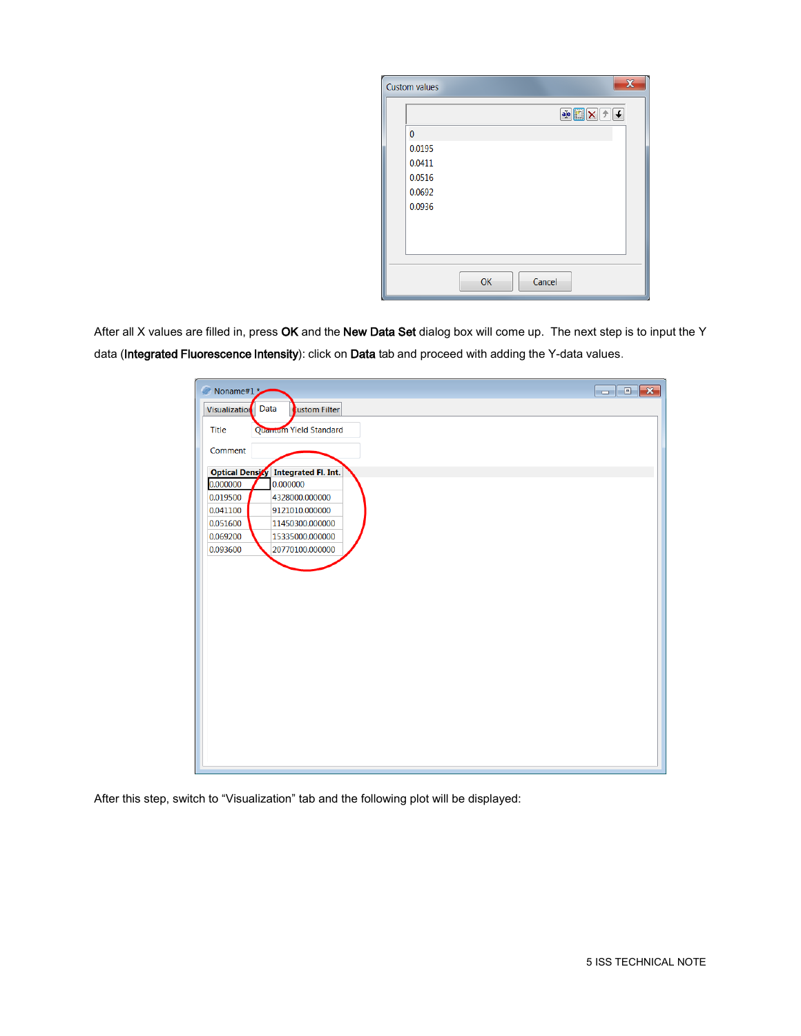After all X values are filled in, press **OK** and the **New Data Set** dialog box will come up. The next step is to input the Y data (**Integrated Fluorescence Intensity**): click on **Data** tab and proceed with adding the Y-data values.

After this step, switch to “Visualization” tab and the following plot will be displayed: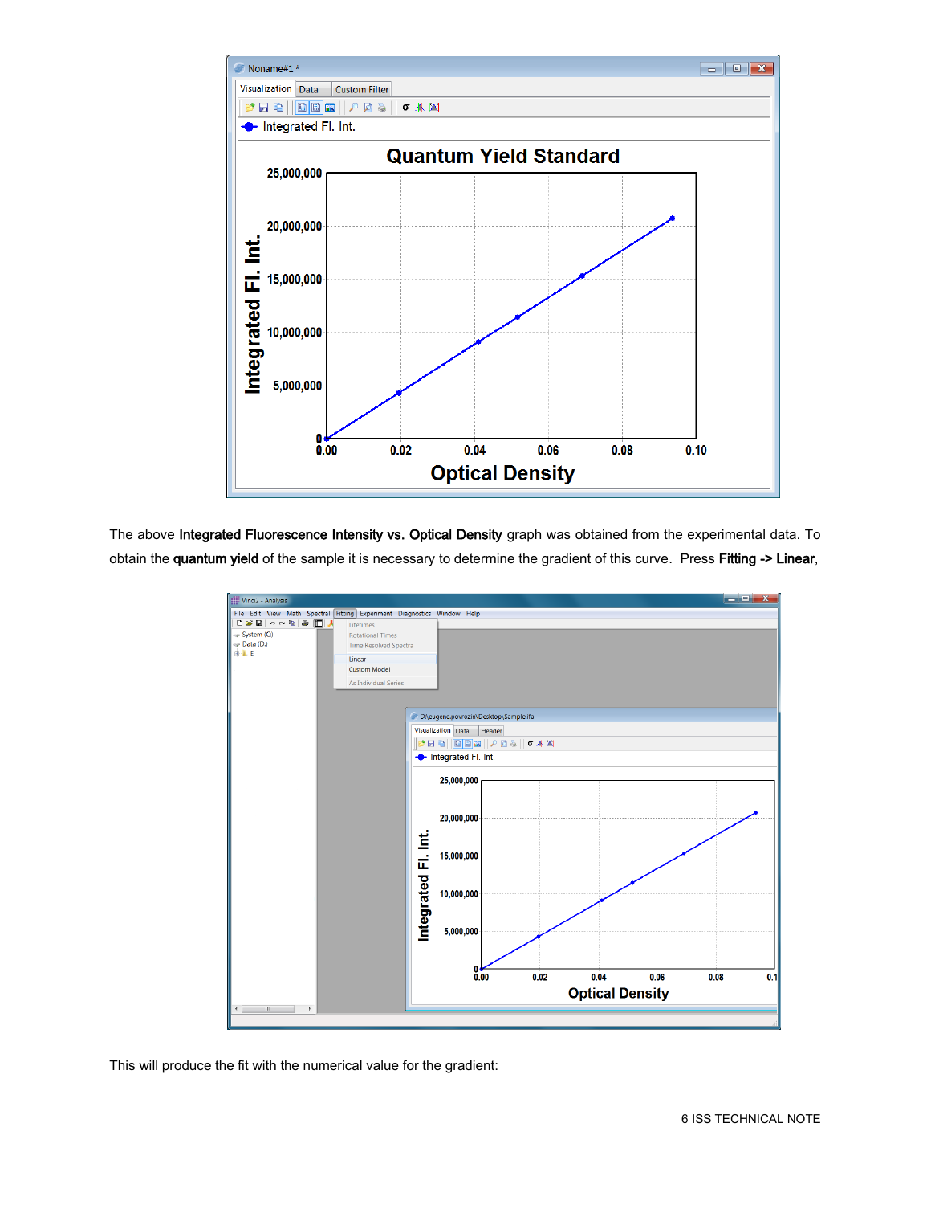The above **Integrated Fluorescence Intensity vs. Optical Density** graph was obtained from the experimental data. To obtain the **quantum yield** of the sample it is necessary to determine the gradient of this curve. Press **Fitting -> Linear**,

This will produce the fit with the numerical value for the gradient: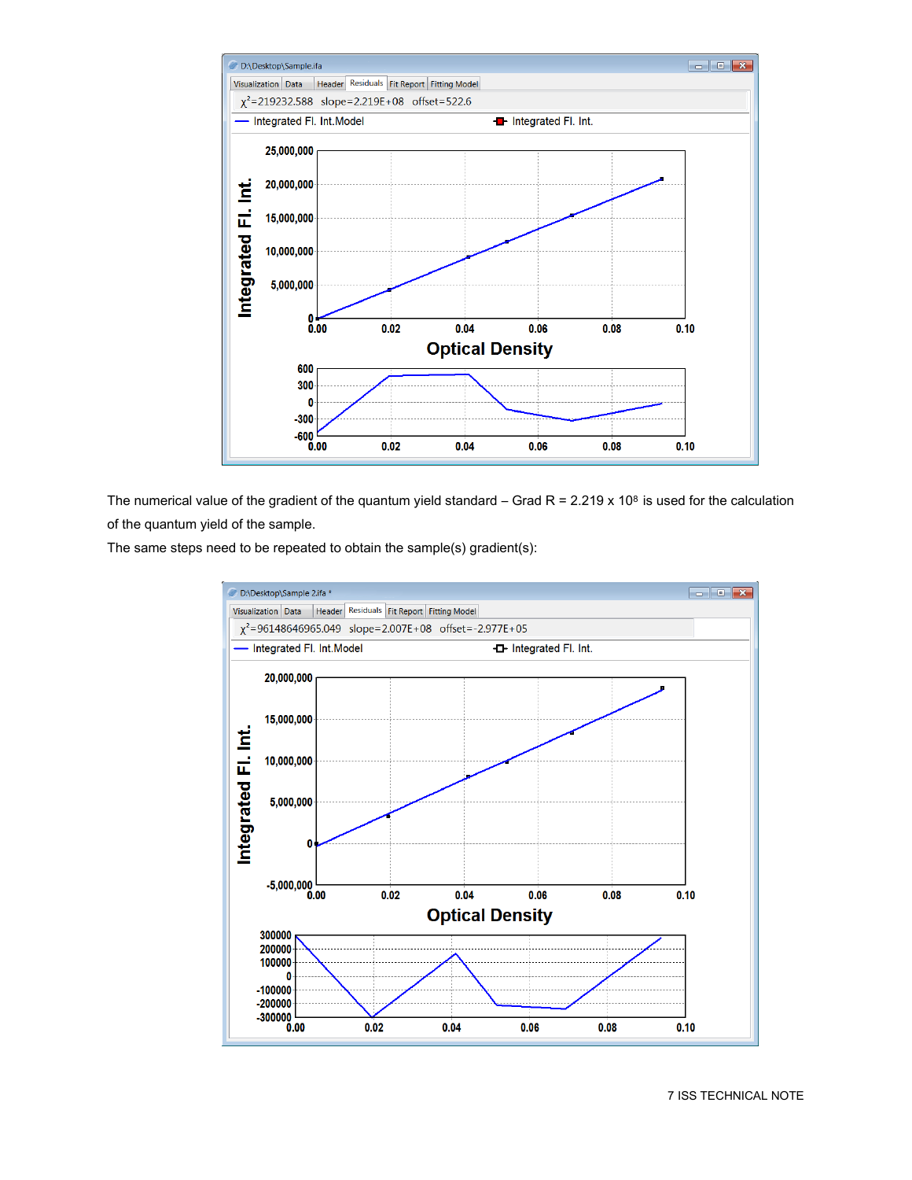The numerical value of the gradient of the quantum yield standard – Grad R = 2.219 x $10^8$ is used for the calculation of the quantum yield of the sample.

The same steps need to be repeated to obtain the sample(s) gradient(s):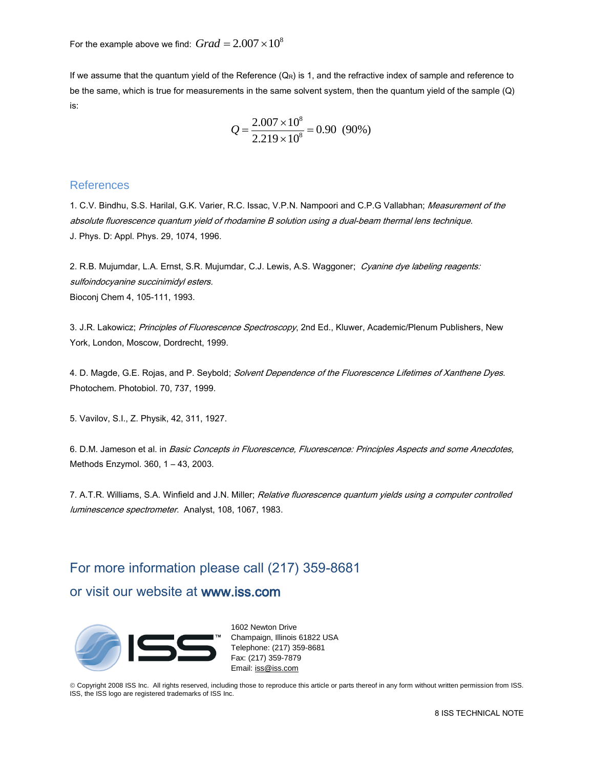For the example above we find: $Grad = 2.007 \times 10^8$

If we assume that the quantum yield of the Reference ($Q_R$) is 1, and the refractive index of sample and reference to be the same, which is true for measurements in the same solvent system, then the quantum yield of the sample (Q) is:

$$Q = \frac{2.007 \times 10^8}{2.219 \times 10^8} = 0.90 \ \ (90\%)$$

## References

1. C.V. Bindhu, S.S. Harilal, G.K. Varier, R.C. Issac, V.P.N. Nampoori and C.P.G Vallabhan; *Measurement of the absolute fluorescence quantum yield of rhodamine B solution using a dual-beam thermal lens technique*. J. Phys. D: Appl. Phys. 29, 1074, 1996.

2. R.B. Mujumdar, L.A. Ernst, S.R. Mujumdar, C.J. Lewis, A.S. Waggoner; *Cyanine dye labeling reagents: sulfoindocyanine succinimidyl esters.* Bioconj Chem 4, 105-111, 1993.

3. J.R. Lakowicz; *Principles of Fluorescence Spectroscopy*, 2nd Ed., Kluwer, Academic/Plenum Publishers, New York, London, Moscow, Dordrecht, 1999.

4. D. Magde, G.E. Rojas, and P. Seybold; *Solvent Dependence of the Fluorescence Lifetimes of Xanthene Dyes*. Photochem. Photobiol. 70, 737, 1999.

5. Vavilov, S.I., Z. Physik, 42, 311, 1927.

6. D.M. Jameson et al. in *Basic Concepts in Fluorescence, Fluorescence: Principles Aspects and some Anecdotes,* Methods Enzymol. 360, 1 – 43, 2003.

7. A.T.R. Williams, S.A. Winfield and J.N. Miller; *Relative fluorescence quantum yields using a computer controlled luminescence spectrometer*. Analyst, 108, 1067, 1983.

## For more information please call (217) 359-8681
## or visit our website at **www.iss.com**

ISS™

1602 Newton Drive
Champaign, Illinois 61822 USA
Telephone: (217) 359-8681
Fax: (217) 359-7879
Email: iss@iss.com

© Copyright 2008 ISS Inc. All rights reserved, including those to reproduce this article or parts thereof in any form without written permission from ISS. ISS, the ISS logo are registered trademarks of ISS Inc.